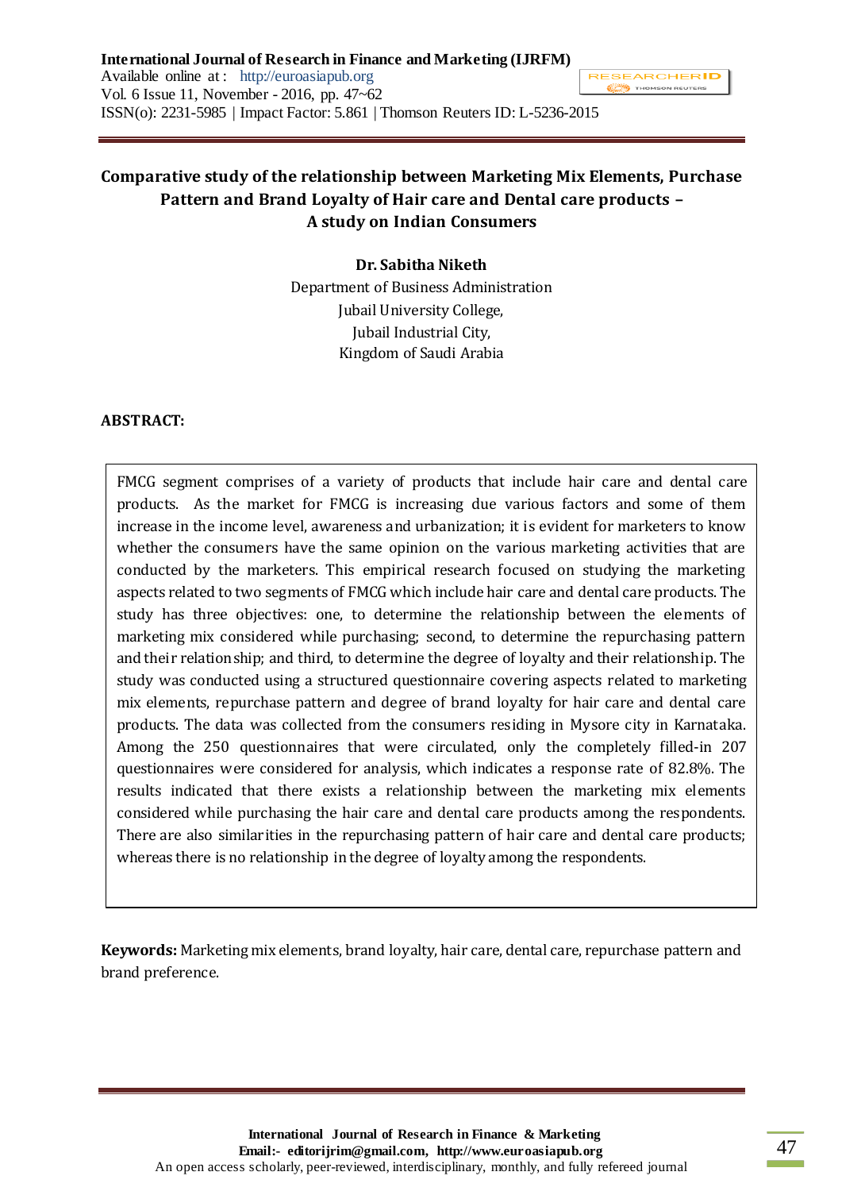# Comparative study of the relationship between Marketing Mix Elements, Purchase Pattern and Brand Loyalty of Hair care and Dental care products – A study on Indian Consumers

**Dr. Sabitha Niketh**

Department of Business Administration
Jubail University College,
Jubail Industrial City,
Kingdom of Saudi Arabia

**ABSTRACT:**

FMCG segment comprises of a variety of products that include hair care and dental care products. As the market for FMCG is increasing due various factors and some of them increase in the income level, awareness and urbanization; it is evident for marketers to know whether the consumers have the same opinion on the various marketing activities that are conducted by the marketers. This empirical research focused on studying the marketing aspects related to two segments of FMCG which include hair care and dental care products. The study has three objectives: one, to determine the relationship between the elements of marketing mix considered while purchasing; second, to determine the repurchasing pattern and their relationship; and third, to determine the degree of loyalty and their relationship. The study was conducted using a structured questionnaire covering aspects related to marketing mix elements, repurchase pattern and degree of brand loyalty for hair care and dental care products. The data was collected from the consumers residing in Mysore city in Karnataka. Among the 250 questionnaires that were circulated, only the completely filled-in 207 questionnaires were considered for analysis, which indicates a response rate of 82.8%. The results indicated that there exists a relationship between the marketing mix elements considered while purchasing the hair care and dental care products among the respondents. There are also similarities in the repurchasing pattern of hair care and dental care products; whereas there is no relationship in the degree of loyalty among the respondents.

**Keywords:** Marketing mix elements, brand loyalty, hair care, dental care, repurchase pattern and brand preference.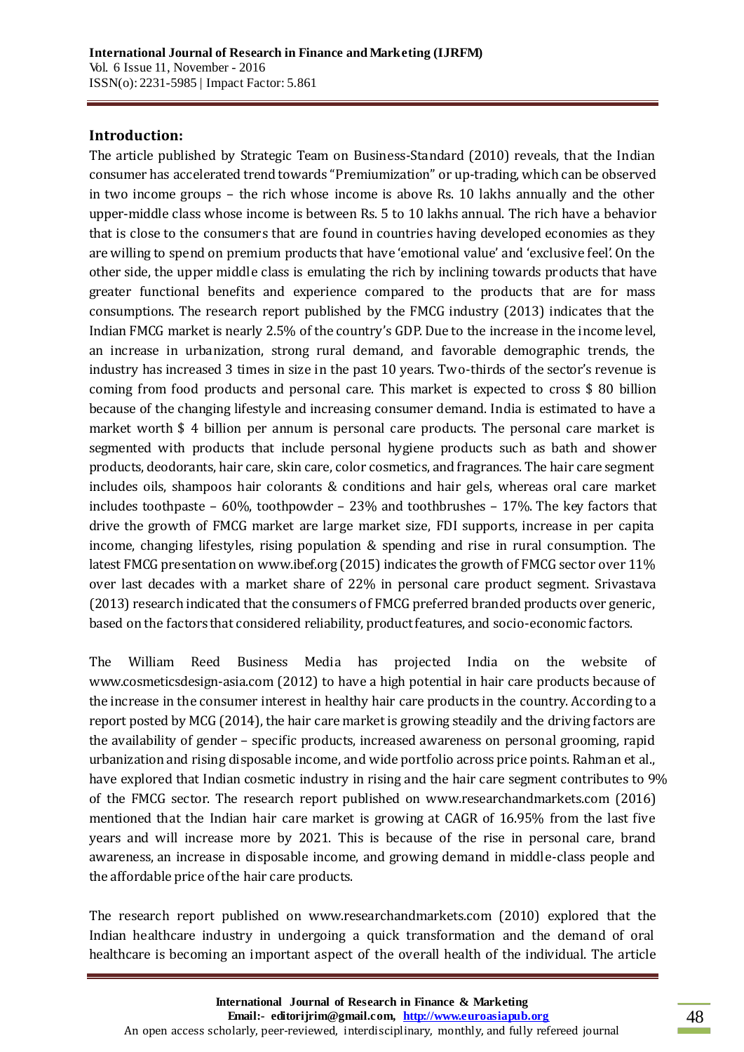## Introduction:

The article published by Strategic Team on Business-Standard (2010) reveals, that the Indian consumer has accelerated trend towards "Premiumization" or up-trading, which can be observed in two income groups – the rich whose income is above Rs. 10 lakhs annually and the other upper-middle class whose income is between Rs. 5 to 10 lakhs annual. The rich have a behavior that is close to the consumers that are found in countries having developed economies as they are willing to spend on premium products that have 'emotional value' and 'exclusive feel'. On the other side, the upper middle class is emulating the rich by inclining towards products that have greater functional benefits and experience compared to the products that are for mass consumptions. The research report published by the FMCG industry (2013) indicates that the Indian FMCG market is nearly 2.5% of the country's GDP. Due to the increase in the income level, an increase in urbanization, strong rural demand, and favorable demographic trends, the industry has increased 3 times in size in the past 10 years. Two-thirds of the sector's revenue is coming from food products and personal care. This market is expected to cross $ 80 billion because of the changing lifestyle and increasing consumer demand. India is estimated to have a market worth $ 4 billion per annum is personal care products. The personal care market is segmented with products that include personal hygiene products such as bath and shower products, deodorants, hair care, skin care, color cosmetics, and fragrances. The hair care segment includes oils, shampoos hair colorants & conditions and hair gels, whereas oral care market includes toothpaste – 60%, toothpowder – 23% and toothbrushes – 17%. The key factors that drive the growth of FMCG market are large market size, FDI supports, increase in per capita income, changing lifestyles, rising population & spending and rise in rural consumption. The latest FMCG presentation on www.ibef.org (2015) indicates the growth of FMCG sector over 11% over last decades with a market share of 22% in personal care product segment. Srivastava (2013) research indicated that the consumers of FMCG preferred branded products over generic, based on the factors that considered reliability, product features, and socio-economic factors.

The William Reed Business Media has projected India on the website of www.cosmeticsdesign-asia.com (2012) to have a high potential in hair care products because of the increase in the consumer interest in healthy hair care products in the country. According to a report posted by MCG (2014), the hair care market is growing steadily and the driving factors are the availability of gender – specific products, increased awareness on personal grooming, rapid urbanization and rising disposable income, and wide portfolio across price points. Rahman et al., have explored that Indian cosmetic industry in rising and the hair care segment contributes to 9% of the FMCG sector. The research report published on www.researchandmarkets.com (2016) mentioned that the Indian hair care market is growing at CAGR of 16.95% from the last five years and will increase more by 2021. This is because of the rise in personal care, brand awareness, an increase in disposable income, and growing demand in middle-class people and the affordable price of the hair care products.

The research report published on www.researchandmarkets.com (2010) explored that the Indian healthcare industry in undergoing a quick transformation and the demand of oral healthcare is becoming an important aspect of the overall health of the individual. The article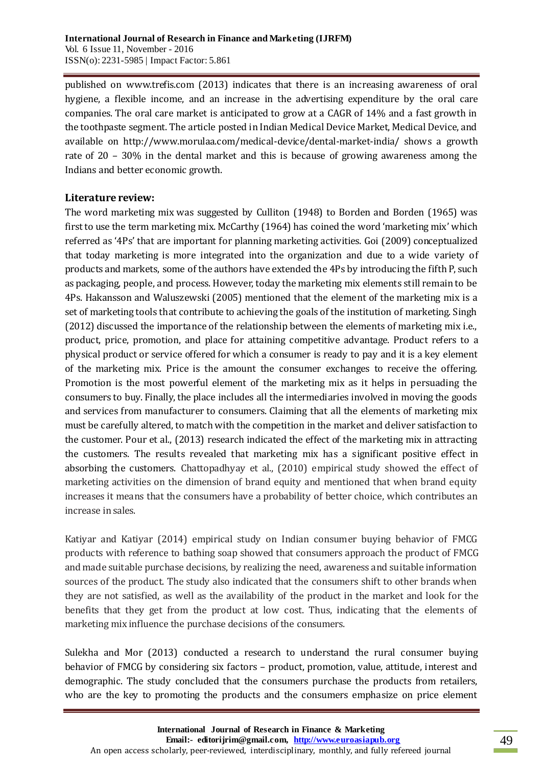published on www.trefis.com (2013) indicates that there is an increasing awareness of oral hygiene, a flexible income, and an increase in the advertising expenditure by the oral care companies. The oral care market is anticipated to grow at a CAGR of 14% and a fast growth in the toothpaste segment. The article posted in Indian Medical Device Market, Medical Device, and available on http://www.morulaa.com/medical-device/dental-market-india/ shows a growth rate of 20 – 30% in the dental market and this is because of growing awareness among the Indians and better economic growth.

## Literature review:

The word marketing mix was suggested by Culliton (1948) to Borden and Borden (1965) was first to use the term marketing mix. McCarthy (1964) has coined the word 'marketing mix' which referred as '4Ps' that are important for planning marketing activities. Goi (2009) conceptualized that today marketing is more integrated into the organization and due to a wide variety of products and markets, some of the authors have extended the 4Ps by introducing the fifth P, such as packaging, people, and process. However, today the marketing mix elements still remain to be 4Ps. Hakansson and Waluszewski (2005) mentioned that the element of the marketing mix is a set of marketing tools that contribute to achieving the goals of the institution of marketing. Singh (2012) discussed the importance of the relationship between the elements of marketing mix i.e., product, price, promotion, and place for attaining competitive advantage. Product refers to a physical product or service offered for which a consumer is ready to pay and it is a key element of the marketing mix. Price is the amount the consumer exchanges to receive the offering. Promotion is the most powerful element of the marketing mix as it helps in persuading the consumers to buy. Finally, the place includes all the intermediaries involved in moving the goods and services from manufacturer to consumers. Claiming that all the elements of marketing mix must be carefully altered, to match with the competition in the market and deliver satisfaction to the customer. Pour et al., (2013) research indicated the effect of the marketing mix in attracting the customers. The results revealed that marketing mix has a significant positive effect in absorbing the customers. Chattopadhyay et al., (2010) empirical study showed the effect of marketing activities on the dimension of brand equity and mentioned that when brand equity increases it means that the consumers have a probability of better choice, which contributes an increase in sales.

Katiyar and Katiyar (2014) empirical study on Indian consumer buying behavior of FMCG products with reference to bathing soap showed that consumers approach the product of FMCG and made suitable purchase decisions, by realizing the need, awareness and suitable information sources of the product. The study also indicated that the consumers shift to other brands when they are not satisfied, as well as the availability of the product in the market and look for the benefits that they get from the product at low cost. Thus, indicating that the elements of marketing mix influence the purchase decisions of the consumers.

Sulekha and Mor (2013) conducted a research to understand the rural consumer buying behavior of FMCG by considering six factors – product, promotion, value, attitude, interest and demographic. The study concluded that the consumers purchase the products from retailers, who are the key to promoting the products and the consumers emphasize on price element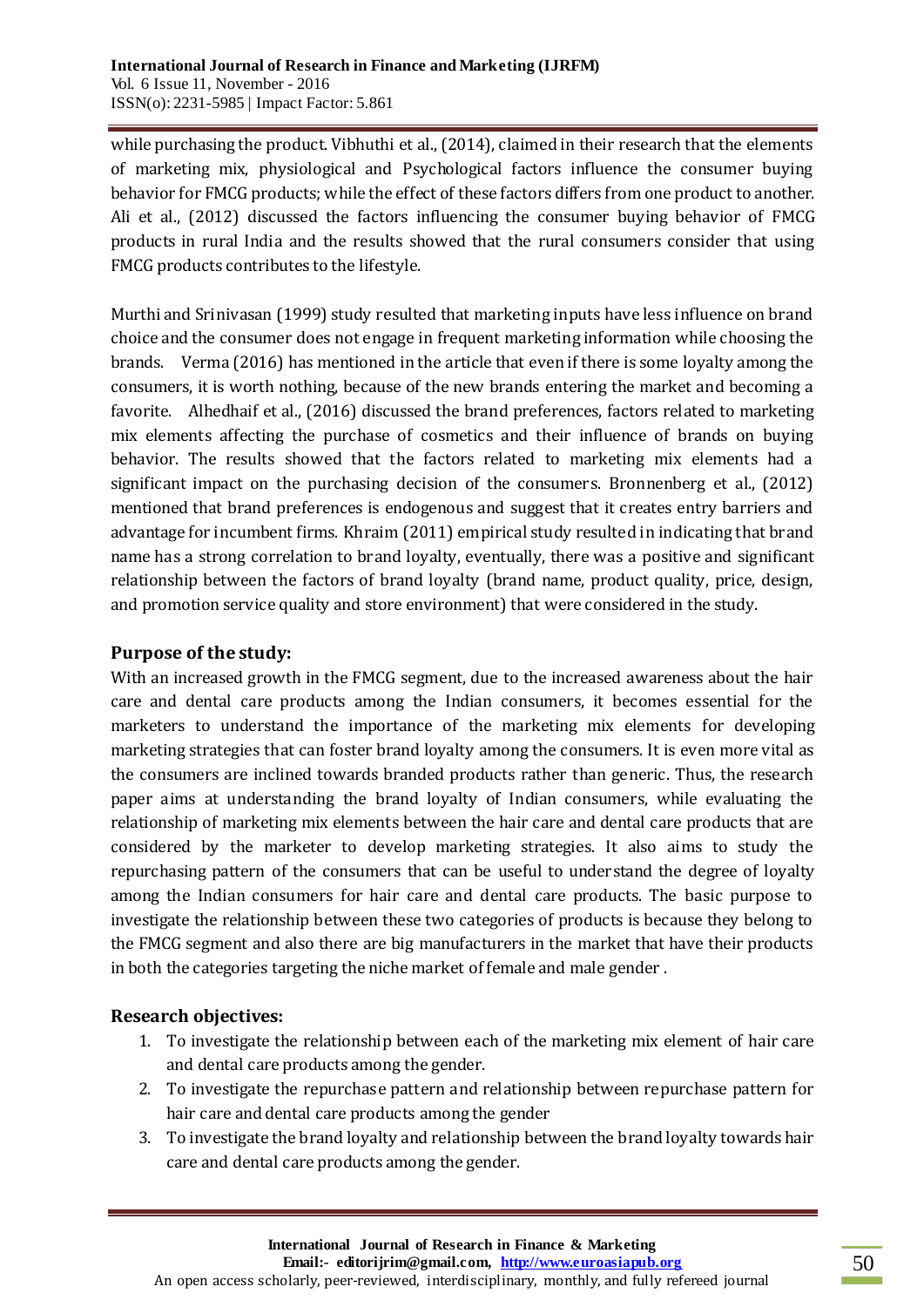while purchasing the product. Vibhuthi et al., (2014), claimed in their research that the elements of marketing mix, physiological and Psychological factors influence the consumer buying behavior for FMCG products; while the effect of these factors differs from one product to another. Ali et al., (2012) discussed the factors influencing the consumer buying behavior of FMCG products in rural India and the results showed that the rural consumers consider that using FMCG products contributes to the lifestyle.

Murthi and Srinivasan (1999) study resulted that marketing inputs have less influence on brand choice and the consumer does not engage in frequent marketing information while choosing the brands. Verma (2016) has mentioned in the article that even if there is some loyalty among the consumers, it is worth nothing, because of the new brands entering the market and becoming a favorite. Alhedhaif et al., (2016) discussed the brand preferences, factors related to marketing mix elements affecting the purchase of cosmetics and their influence of brands on buying behavior. The results showed that the factors related to marketing mix elements had a significant impact on the purchasing decision of the consumers. Bronnenberg et al., (2012) mentioned that brand preferences is endogenous and suggest that it creates entry barriers and advantage for incumbent firms. Khraim (2011) empirical study resulted in indicating that brand name has a strong correlation to brand loyalty, eventually, there was a positive and significant relationship between the factors of brand loyalty (brand name, product quality, price, design, and promotion service quality and store environment) that were considered in the study.

## Purpose of the study:

With an increased growth in the FMCG segment, due to the increased awareness about the hair care and dental care products among the Indian consumers, it becomes essential for the marketers to understand the importance of the marketing mix elements for developing marketing strategies that can foster brand loyalty among the consumers. It is even more vital as the consumers are inclined towards branded products rather than generic. Thus, the research paper aims at understanding the brand loyalty of Indian consumers, while evaluating the relationship of marketing mix elements between the hair care and dental care products that are considered by the marketer to develop marketing strategies. It also aims to study the repurchasing pattern of the consumers that can be useful to understand the degree of loyalty among the Indian consumers for hair care and dental care products. The basic purpose to investigate the relationship between these two categories of products is because they belong to the FMCG segment and also there are big manufacturers in the market that have their products in both the categories targeting the niche market of female and male gender .

## Research objectives:

1. To investigate the relationship between each of the marketing mix element of hair care and dental care products among the gender.
2. To investigate the repurchase pattern and relationship between repurchase pattern for hair care and dental care products among the gender
3. To investigate the brand loyalty and relationship between the brand loyalty towards hair care and dental care products among the gender.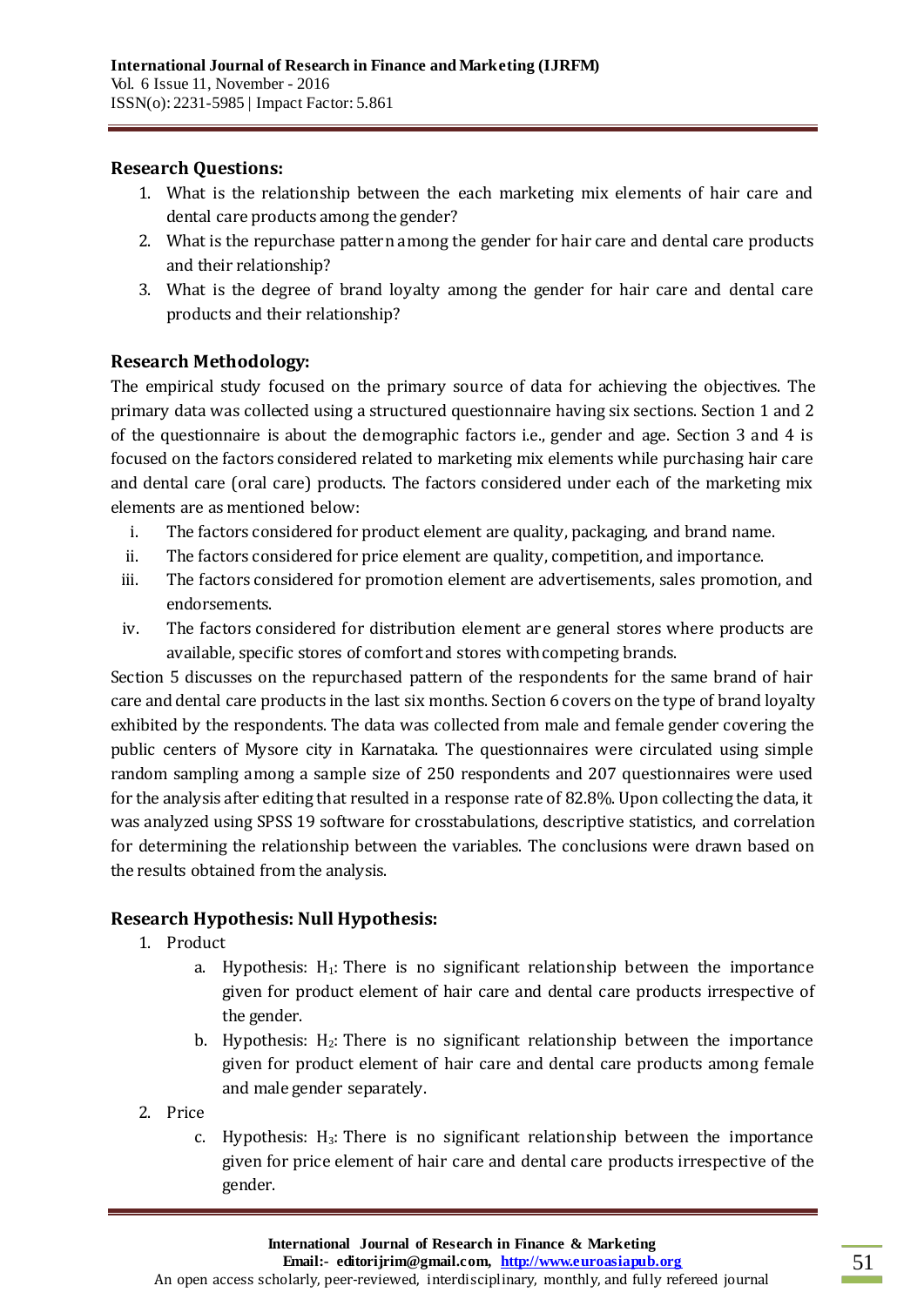### Research Questions:

1. What is the relationship between the each marketing mix elements of hair care and dental care products among the gender?
2. What is the repurchase pattern among the gender for hair care and dental care products and their relationship?
3. What is the degree of brand loyalty among the gender for hair care and dental care products and their relationship?

### Research Methodology:

The empirical study focused on the primary source of data for achieving the objectives. The primary data was collected using a structured questionnaire having six sections. Section 1 and 2 of the questionnaire is about the demographic factors i.e., gender and age. Section 3 and 4 is focused on the factors considered related to marketing mix elements while purchasing hair care and dental care (oral care) products. The factors considered under each of the marketing mix elements are as mentioned below:

i. The factors considered for product element are quality, packaging, and brand name.
ii. The factors considered for price element are quality, competition, and importance.
iii. The factors considered for promotion element are advertisements, sales promotion, and endorsements.
iv. The factors considered for distribution element are general stores where products are available, specific stores of comfort and stores with competing brands.

Section 5 discusses on the repurchased pattern of the respondents for the same brand of hair care and dental care products in the last six months. Section 6 covers on the type of brand loyalty exhibited by the respondents. The data was collected from male and female gender covering the public centers of Mysore city in Karnataka. The questionnaires were circulated using simple random sampling among a sample size of 250 respondents and 207 questionnaires were used for the analysis after editing that resulted in a response rate of 82.8%. Upon collecting the data, it was analyzed using SPSS 19 software for crosstabulations, descriptive statistics, and correlation for determining the relationship between the variables. The conclusions were drawn based on the results obtained from the analysis.

### Research Hypothesis: Null Hypothesis:

1. Product
   a. Hypothesis: $H_1$: There is no significant relationship between the importance given for product element of hair care and dental care products irrespective of the gender.
   b. Hypothesis: $H_2$: There is no significant relationship between the importance given for product element of hair care and dental care products among female and male gender separately.
2. Price
   c. Hypothesis: $H_3$: There is no significant relationship between the importance given for price element of hair care and dental care products irrespective of the gender.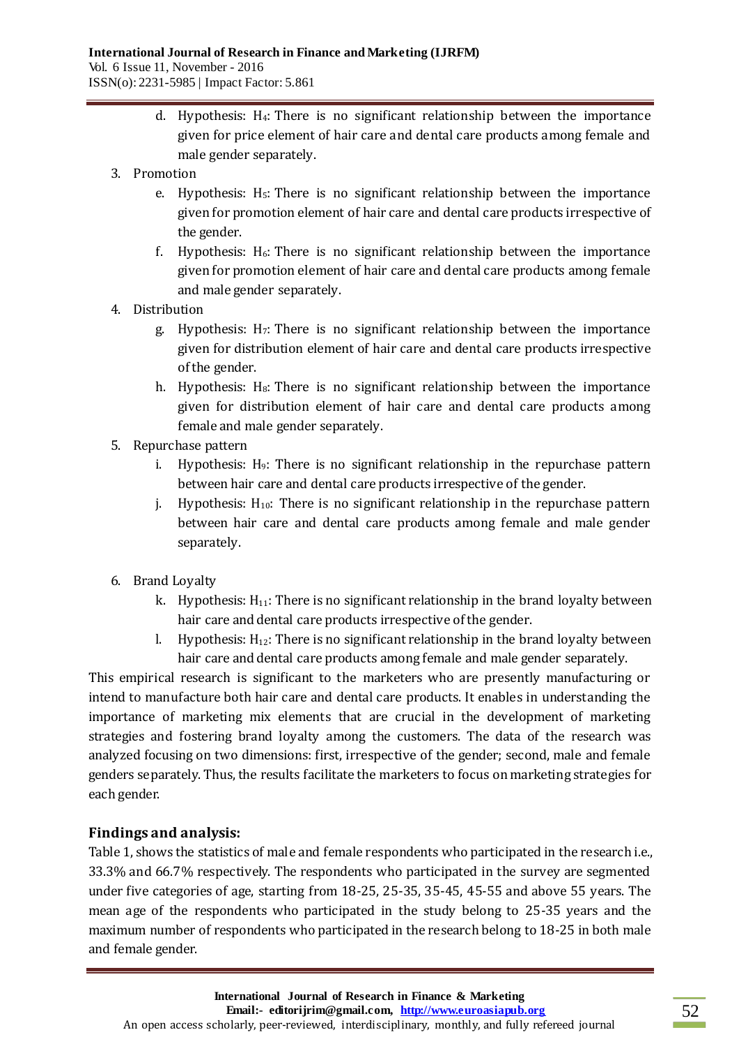d. Hypothesis: $H_4$: There is no significant relationship between the importance given for price element of hair care and dental care products among female and male gender separately.

3. Promotion
    e. Hypothesis: $H_5$: There is no significant relationship between the importance given for promotion element of hair care and dental care products irrespective of the gender.
    f. Hypothesis: $H_6$: There is no significant relationship between the importance given for promotion element of hair care and dental care products among female and male gender separately.
4. Distribution
    g. Hypothesis: $H_7$: There is no significant relationship between the importance given for distribution element of hair care and dental care products irrespective of the gender.
    h. Hypothesis: $H_8$: There is no significant relationship between the importance given for distribution element of hair care and dental care products among female and male gender separately.
5. Repurchase pattern
    i. Hypothesis: $H_9$: There is no significant relationship in the repurchase pattern between hair care and dental care products irrespective of the gender.
    j. Hypothesis: $H_{10}$: There is no significant relationship in the repurchase pattern between hair care and dental care products among female and male gender separately.
6. Brand Loyalty
    k. Hypothesis: $H_{11}$: There is no significant relationship in the brand loyalty between hair care and dental care products irrespective of the gender.
    l. Hypothesis: $H_{12}$: There is no significant relationship in the brand loyalty between hair care and dental care products among female and male gender separately.

This empirical research is significant to the marketers who are presently manufacturing or intend to manufacture both hair care and dental care products. It enables in understanding the importance of marketing mix elements that are crucial in the development of marketing strategies and fostering brand loyalty among the customers. The data of the research was analyzed focusing on two dimensions: first, irrespective of the gender; second, male and female genders separately. Thus, the results facilitate the marketers to focus on marketing strategies for each gender.

## Findings and analysis:

Table 1, shows the statistics of male and female respondents who participated in the research i.e., 33.3% and 66.7% respectively. The respondents who participated in the survey are segmented under five categories of age, starting from 18-25, 25-35, 35-45, 45-55 and above 55 years. The mean age of the respondents who participated in the study belong to 25-35 years and the maximum number of respondents who participated in the research belong to 18-25 in both male and female gender.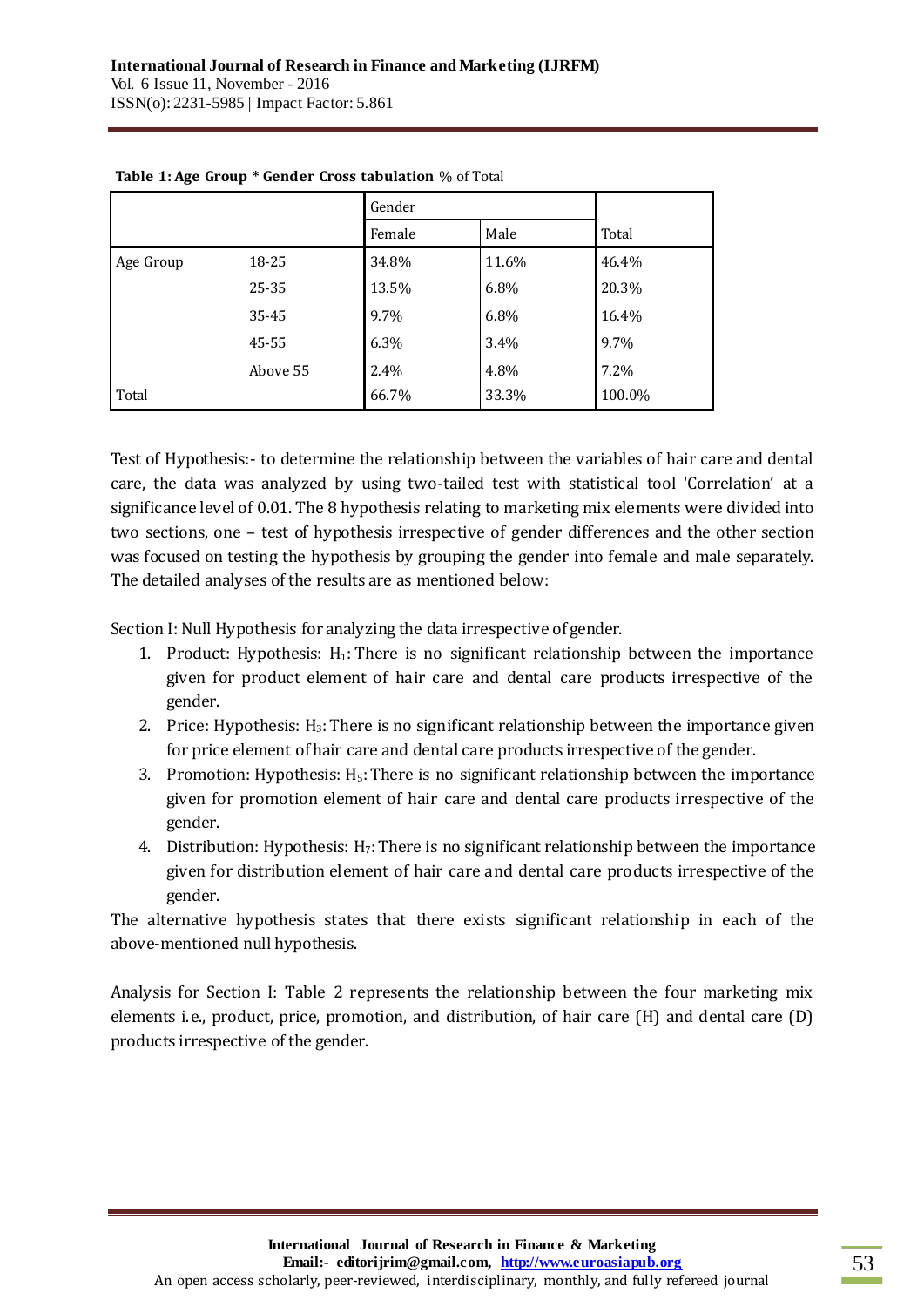**Table 1: Age Group * Gender Cross tabulation** % of Total

| | | Gender | | |
|---|---|---|---|---|
| | | Female | Male | Total |
| Age Group | 18-25 | 34.8% | 11.6% | 46.4% |
| | 25-35 | 13.5% | 6.8% | 20.3% |
| | 35-45 | 9.7% | 6.8% | 16.4% |
| | 45-55 | 6.3% | 3.4% | 9.7% |
| | Above 55 | 2.4% | 4.8% | 7.2% |
| Total | | 66.7% | 33.3% | 100.0% |

Test of Hypothesis:- to determine the relationship between the variables of hair care and dental care, the data was analyzed by using two-tailed test with statistical tool 'Correlation' at a significance level of 0.01. The 8 hypothesis relating to marketing mix elements were divided into two sections, one – test of hypothesis irrespective of gender differences and the other section was focused on testing the hypothesis by grouping the gender into female and male separately. The detailed analyses of the results are as mentioned below:

Section I: Null Hypothesis for analyzing the data irrespective of gender.

1. Product: Hypothesis: $H_1$: There is no significant relationship between the importance given for product element of hair care and dental care products irrespective of the gender.
2. Price: Hypothesis: $H_3$: There is no significant relationship between the importance given for price element of hair care and dental care products irrespective of the gender.
3. Promotion: Hypothesis: $H_5$: There is no significant relationship between the importance given for promotion element of hair care and dental care products irrespective of the gender.
4. Distribution: Hypothesis: $H_7$: There is no significant relationship between the importance given for distribution element of hair care and dental care products irrespective of the gender.

The alternative hypothesis states that there exists significant relationship in each of the above-mentioned null hypothesis.

Analysis for Section I: Table 2 represents the relationship between the four marketing mix elements i.e., product, price, promotion, and distribution, of hair care (H) and dental care (D) products irrespective of the gender.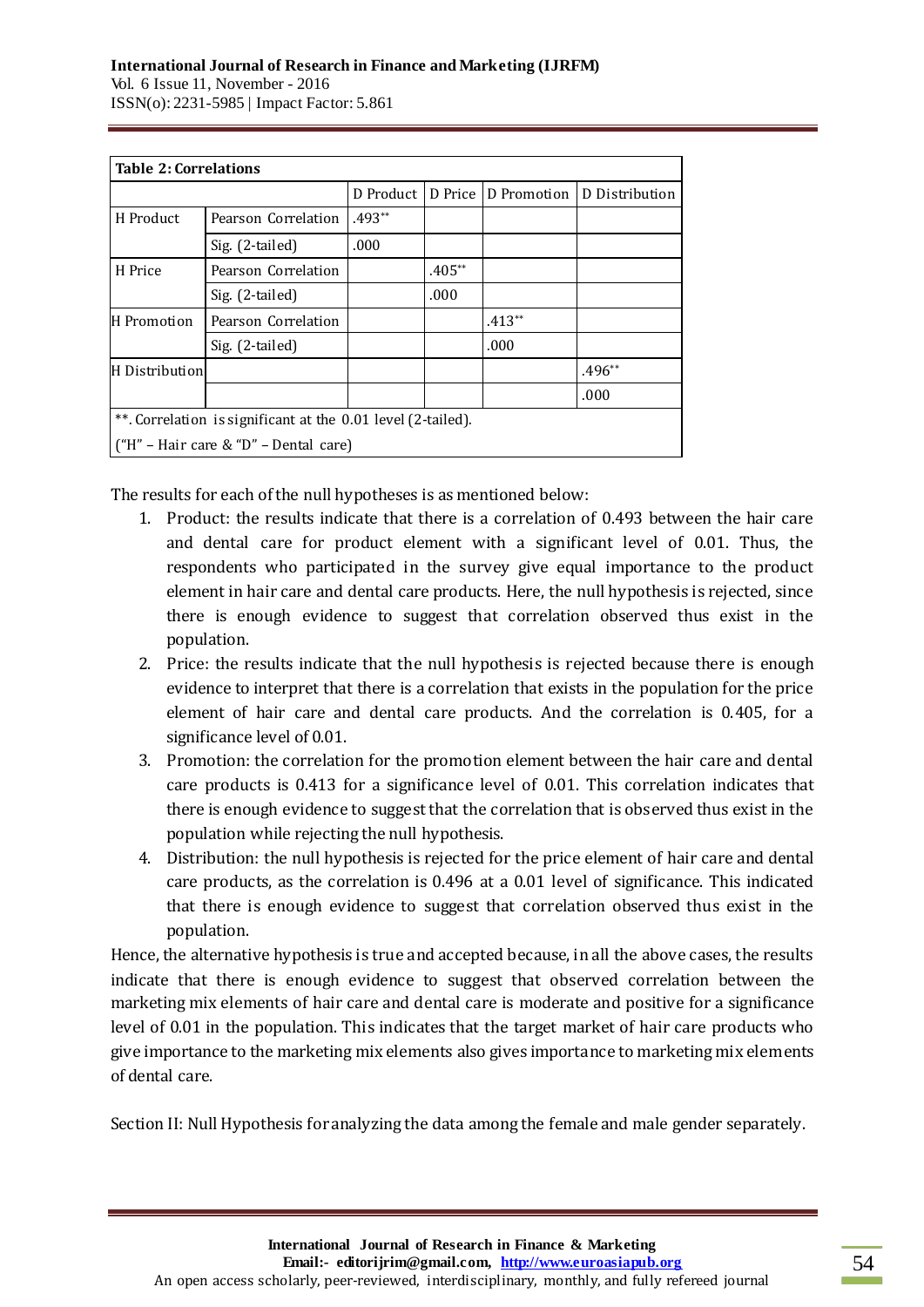| Table 2: Correlations | | | | | |
|---|---|---|---|---|---|
| | | D Product | D Price | D Promotion | D Distribution |
| H Product | Pearson Correlation | .493** | | | |
| | Sig. (2-tailed) | .000 | | | |
| H Price | Pearson Correlation | | .405** | | |
| | Sig. (2-tailed) | | .000 | | |
| H Promotion | Pearson Correlation | | | .413** | |
| | Sig. (2-tailed) | | | .000 | |
| H Distribution | | | | | .496** |
| | | | | | .000 |
| **. Correlation is significant at the 0.01 level (2-tailed). | | | | | |
| ("H" – Hair care & "D" – Dental care) | | | | | |

The results for each of the null hypotheses is as mentioned below:

1. Product: the results indicate that there is a correlation of 0.493 between the hair care and dental care for product element with a significant level of 0.01. Thus, the respondents who participated in the survey give equal importance to the product element in hair care and dental care products. Here, the null hypothesis is rejected, since there is enough evidence to suggest that correlation observed thus exist in the population.
2. Price: the results indicate that the null hypothesis is rejected because there is enough evidence to interpret that there is a correlation that exists in the population for the price element of hair care and dental care products. And the correlation is 0.405, for a significance level of 0.01.
3. Promotion: the correlation for the promotion element between the hair care and dental care products is 0.413 for a significance level of 0.01. This correlation indicates that there is enough evidence to suggest that the correlation that is observed thus exist in the population while rejecting the null hypothesis.
4. Distribution: the null hypothesis is rejected for the price element of hair care and dental care products, as the correlation is 0.496 at a 0.01 level of significance. This indicated that there is enough evidence to suggest that correlation observed thus exist in the population.

Hence, the alternative hypothesis is true and accepted because, in all the above cases, the results indicate that there is enough evidence to suggest that observed correlation between the marketing mix elements of hair care and dental care is moderate and positive for a significance level of 0.01 in the population. This indicates that the target market of hair care products who give importance to the marketing mix elements also gives importance to marketing mix elements of dental care.

Section II: Null Hypothesis for analyzing the data among the female and male gender separately.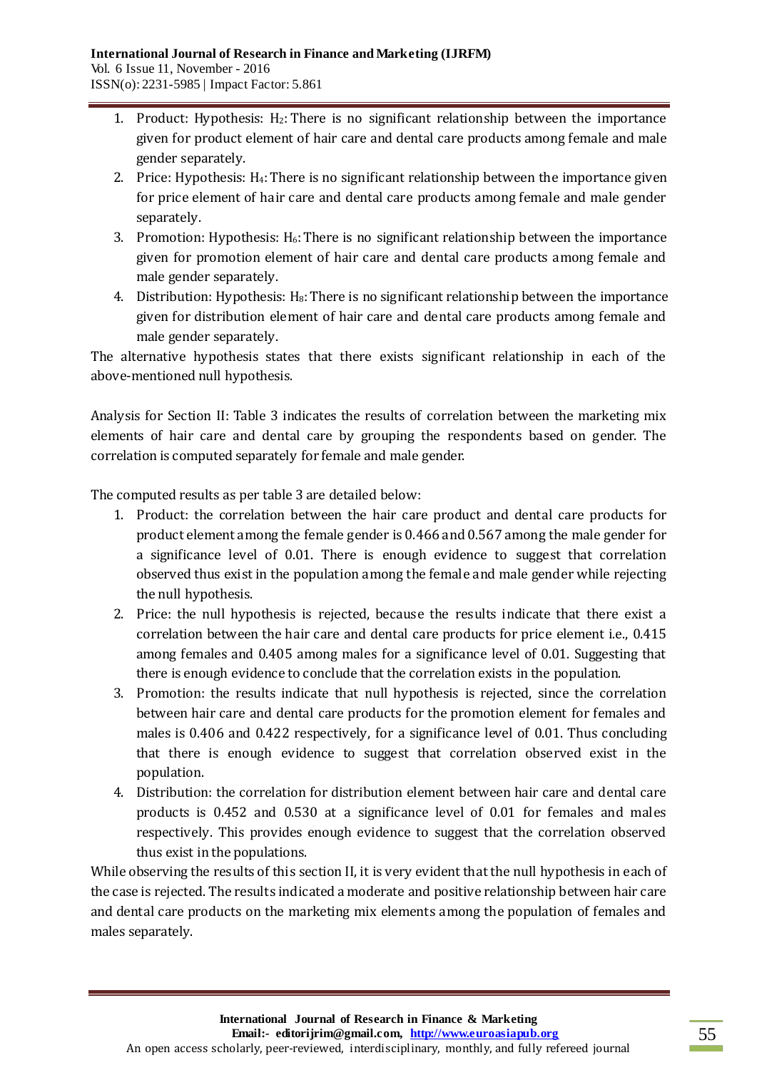1. Product: Hypothesis: $H_2$: There is no significant relationship between the importance given for product element of hair care and dental care products among female and male gender separately.
2. Price: Hypothesis: $H_4$: There is no significant relationship between the importance given for price element of hair care and dental care products among female and male gender separately.
3. Promotion: Hypothesis: $H_6$: There is no significant relationship between the importance given for promotion element of hair care and dental care products among female and male gender separately.
4. Distribution: Hypothesis: $H_8$: There is no significant relationship between the importance given for distribution element of hair care and dental care products among female and male gender separately.

The alternative hypothesis states that there exists significant relationship in each of the above-mentioned null hypothesis.

Analysis for Section II: Table 3 indicates the results of correlation between the marketing mix elements of hair care and dental care by grouping the respondents based on gender. The correlation is computed separately for female and male gender.

The computed results as per table 3 are detailed below:

1. Product: the correlation between the hair care product and dental care products for product element among the female gender is 0.466 and 0.567 among the male gender for a significance level of 0.01. There is enough evidence to suggest that correlation observed thus exist in the population among the female and male gender while rejecting the null hypothesis.
2. Price: the null hypothesis is rejected, because the results indicate that there exist a correlation between the hair care and dental care products for price element i.e., 0.415 among females and 0.405 among males for a significance level of 0.01. Suggesting that there is enough evidence to conclude that the correlation exists in the population.
3. Promotion: the results indicate that null hypothesis is rejected, since the correlation between hair care and dental care products for the promotion element for females and males is 0.406 and 0.422 respectively, for a significance level of 0.01. Thus concluding that there is enough evidence to suggest that correlation observed exist in the population.
4. Distribution: the correlation for distribution element between hair care and dental care products is 0.452 and 0.530 at a significance level of 0.01 for females and males respectively. This provides enough evidence to suggest that the correlation observed thus exist in the populations.

While observing the results of this section II, it is very evident that the null hypothesis in each of the case is rejected. The results indicated a moderate and positive relationship between hair care and dental care products on the marketing mix elements among the population of females and males separately.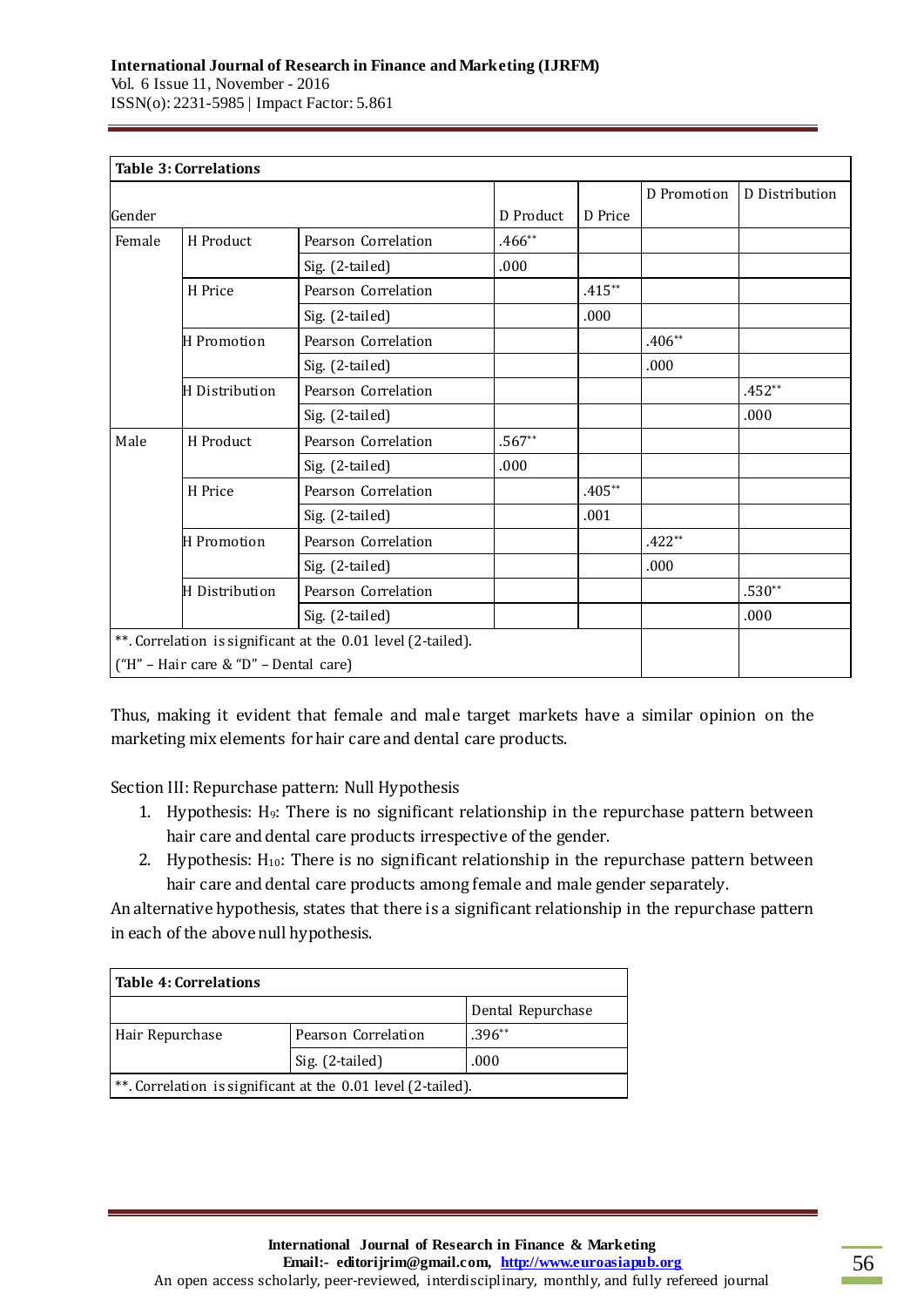| **Table 3: Correlations** | | | | | | |
|---|---|---|---|---|---|---|
| Gender | | | D Product | D Price | D Promotion | D Distribution |
| Female | H Product | Pearson Correlation | .466** | | | |
| | | Sig. (2-tailed) | .000 | | | |
| | H Price | Pearson Correlation | | .415** | | |
| | | Sig. (2-tailed) | | .000 | | |
| | H Promotion | Pearson Correlation | | | .406** | |
| | | Sig. (2-tailed) | | | .000 | |
| | H Distribution | Pearson Correlation | | | | .452** |
| | | Sig. (2-tailed) | | | | .000 |
| Male | H Product | Pearson Correlation | .567** | | | |
| | | Sig. (2-tailed) | .000 | | | |
| | H Price | Pearson Correlation | | .405** | | |
| | | Sig. (2-tailed) | | .001 | | |
| | H Promotion | Pearson Correlation | | | .422** | |
| | | Sig. (2-tailed) | | | .000 | |
| | H Distribution | Pearson Correlation | | | | .530** |
| | | Sig. (2-tailed) | | | | .000 |
| **. Correlation is significant at the 0.01 level (2-tailed). | | | | | | |
| ("H" – Hair care & "D" – Dental care) | | | | | | |

Thus, making it evident that female and male target markets have a similar opinion on the marketing mix elements for hair care and dental care products.

Section III: Repurchase pattern: Null Hypothesis

1. Hypothesis: $H_9$: There is no significant relationship in the repurchase pattern between hair care and dental care products irrespective of the gender.
2. Hypothesis: $H_{10}$: There is no significant relationship in the repurchase pattern between hair care and dental care products among female and male gender separately.

An alternative hypothesis, states that there is a significant relationship in the repurchase pattern in each of the above null hypothesis.

| **Table 4: Correlations** | | |
|---|---|---|
| | | Dental Repurchase |
| Hair Repurchase | Pearson Correlation | .396** |
| | Sig. (2-tailed) | .000 |
| **. Correlation is significant at the 0.01 level (2-tailed). | | |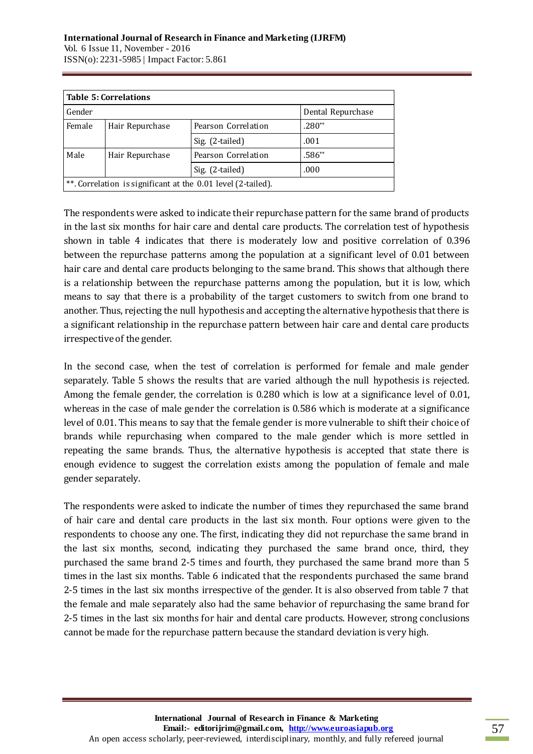**Table 5: Correlations**

| Gender | | | Dental Repurchase |
|---|---|---|---|
| Female | Hair Repurchase | Pearson Correlation | .280** |
| | | Sig. (2-tailed) | .001 |
| Male | Hair Repurchase | Pearson Correlation | .586** |
| | | Sig. (2-tailed) | .000 |

**. Correlation is significant at the 0.01 level (2-tailed).

The respondents were asked to indicate their repurchase pattern for the same brand of products in the last six months for hair care and dental care products. The correlation test of hypothesis shown in table 4 indicates that there is moderately low and positive correlation of 0.396 between the repurchase patterns among the population at a significant level of 0.01 between hair care and dental care products belonging to the same brand. This shows that although there is a relationship between the repurchase patterns among the population, but it is low, which means to say that there is a probability of the target customers to switch from one brand to another. Thus, rejecting the null hypothesis and accepting the alternative hypothesis that there is a significant relationship in the repurchase pattern between hair care and dental care products irrespective of the gender.

In the second case, when the test of correlation is performed for female and male gender separately. Table 5 shows the results that are varied although the null hypothesis is rejected. Among the female gender, the correlation is 0.280 which is low at a significance level of 0.01, whereas in the case of male gender the correlation is 0.586 which is moderate at a significance level of 0.01. This means to say that the female gender is more vulnerable to shift their choice of brands while repurchasing when compared to the male gender which is more settled in repeating the same brands. Thus, the alternative hypothesis is accepted that state there is enough evidence to suggest the correlation exists among the population of female and male gender separately.

The respondents were asked to indicate the number of times they repurchased the same brand of hair care and dental care products in the last six month. Four options were given to the respondents to choose any one. The first, indicating they did not repurchase the same brand in the last six months, second, indicating they purchased the same brand once, third, they purchased the same brand 2-5 times and fourth, they purchased the same brand more than 5 times in the last six months. Table 6 indicated that the respondents purchased the same brand 2-5 times in the last six months irrespective of the gender. It is also observed from table 7 that the female and male separately also had the same behavior of repurchasing the same brand for 2-5 times in the last six months for hair and dental care products. However, strong conclusions cannot be made for the repurchase pattern because the standard deviation is very high.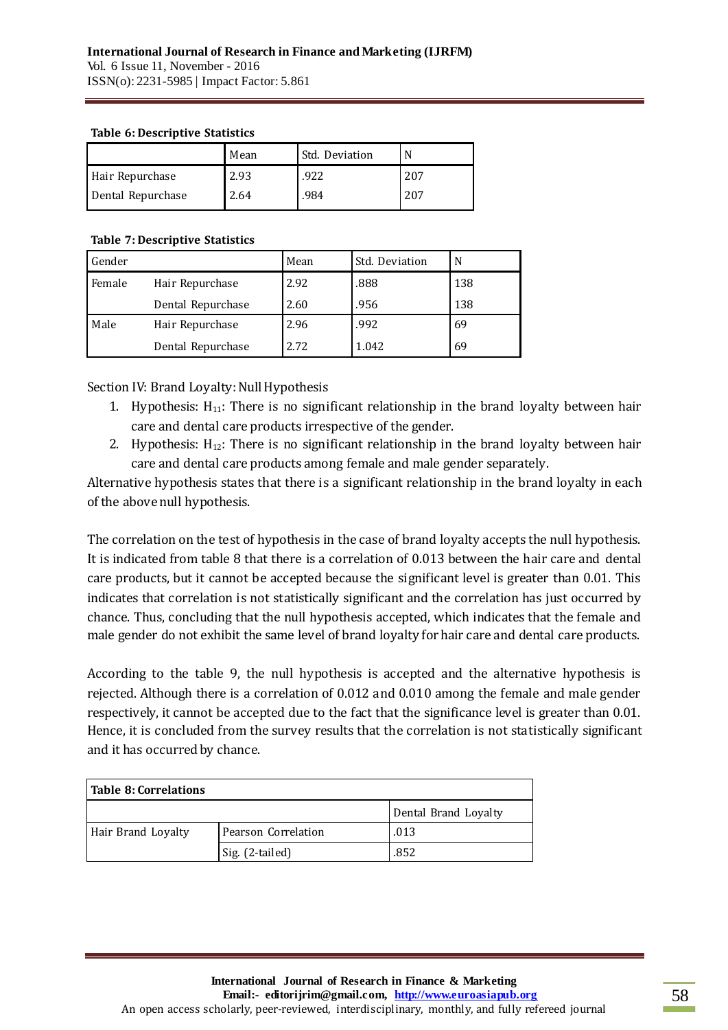**Table 6: Descriptive Statistics**

| | Mean | Std. Deviation | N |
|---|---|---|---|
| Hair Repurchase | 2.93 | .922 | 207 |
| Dental Repurchase | 2.64 | .984 | 207 |

**Table 7: Descriptive Statistics**

| Gender | | Mean | Std. Deviation | N |
|---|---|---|---|---|
| Female | Hair Repurchase | 2.92 | .888 | 138 |
| | Dental Repurchase | 2.60 | .956 | 138 |
| Male | Hair Repurchase | 2.96 | .992 | 69 |
| | Dental Repurchase | 2.72 | 1.042 | 69 |

Section IV: Brand Loyalty: Null Hypothesis

1. Hypothesis: $H_{11}$: There is no significant relationship in the brand loyalty between hair care and dental care products irrespective of the gender.
2. Hypothesis: $H_{12}$: There is no significant relationship in the brand loyalty between hair care and dental care products among female and male gender separately.

Alternative hypothesis states that there is a significant relationship in the brand loyalty in each of the above null hypothesis.

The correlation on the test of hypothesis in the case of brand loyalty accepts the null hypothesis. It is indicated from table 8 that there is a correlation of 0.013 between the hair care and dental care products, but it cannot be accepted because the significant level is greater than 0.01. This indicates that correlation is not statistically significant and the correlation has just occurred by chance. Thus, concluding that the null hypothesis accepted, which indicates that the female and male gender do not exhibit the same level of brand loyalty for hair care and dental care products.

According to the table 9, the null hypothesis is accepted and the alternative hypothesis is rejected. Although there is a correlation of 0.012 and 0.010 among the female and male gender respectively, it cannot be accepted due to the fact that the significance level is greater than 0.01. Hence, it is concluded from the survey results that the correlation is not statistically significant and it has occurred by chance.

**Table 8: Correlations**

| | | Dental Brand Loyalty |
|---|---|---|
| Hair Brand Loyalty | Pearson Correlation | .013 |
| | Sig. (2-tailed) | .852 |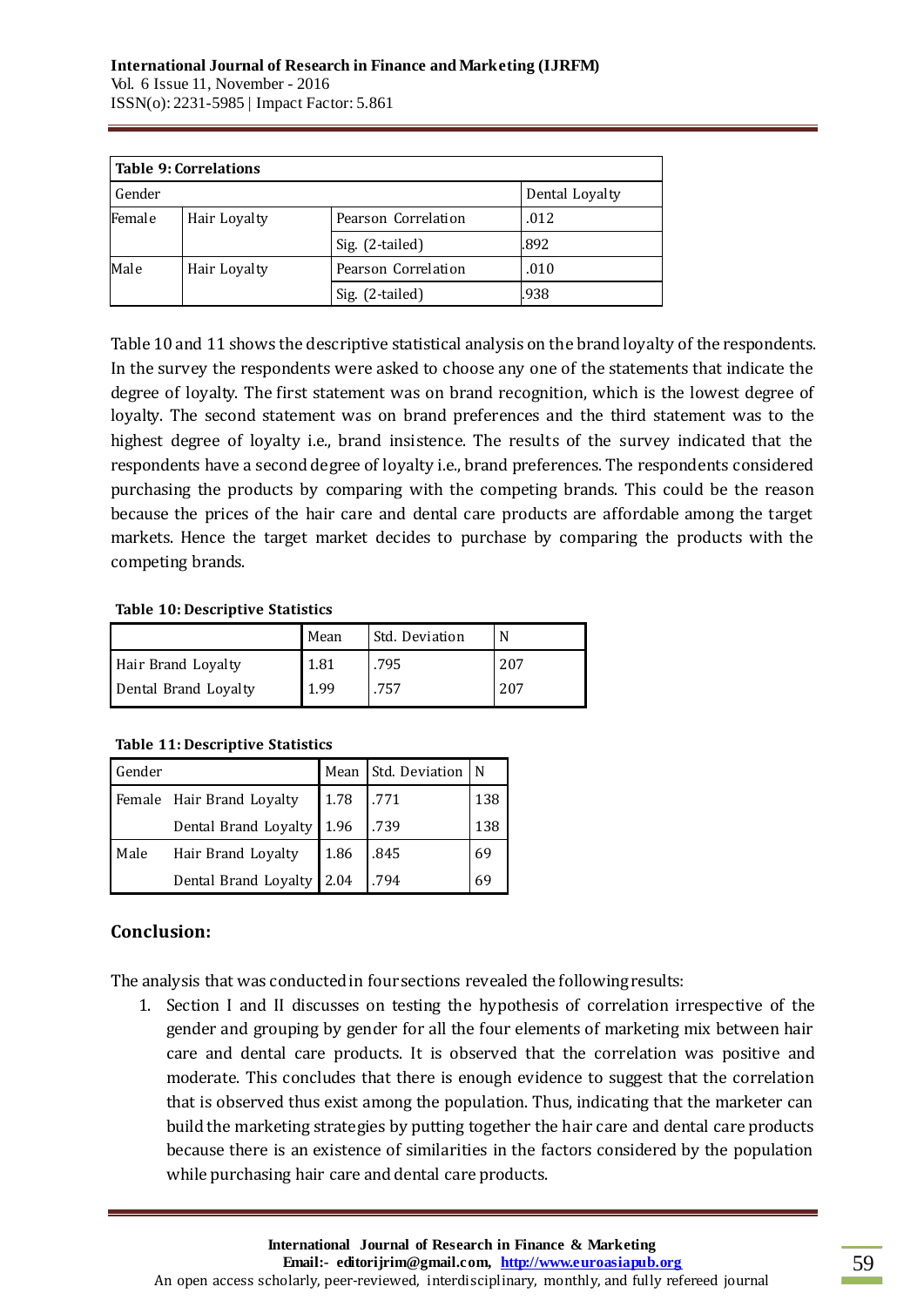| Table 9: Correlations | | | |
|---|---|---|---|
| Gender | | | Dental Loyalty |
| Female | Hair Loyalty | Pearson Correlation | .012 |
| | | Sig. (2-tailed) | .892 |
| Male | Hair Loyalty | Pearson Correlation | .010 |
| | | Sig. (2-tailed) | .938 |

Table 10 and 11 shows the descriptive statistical analysis on the brand loyalty of the respondents. In the survey the respondents were asked to choose any one of the statements that indicate the degree of loyalty. The first statement was on brand recognition, which is the lowest degree of loyalty. The second statement was on brand preferences and the third statement was to the highest degree of loyalty i.e., brand insistence. The results of the survey indicated that the respondents have a second degree of loyalty i.e., brand preferences. The respondents considered purchasing the products by comparing with the competing brands. This could be the reason because the prices of the hair care and dental care products are affordable among the target markets. Hence the target market decides to purchase by comparing the products with the competing brands.

**Table 10: Descriptive Statistics**

| | Mean | Std. Deviation | N |
|---|---|---|---|
| Hair Brand Loyalty | 1.81 | .795 | 207 |
| Dental Brand Loyalty | 1.99 | .757 | 207 |

**Table 11: Descriptive Statistics**

| Gender | | Mean | Std. Deviation | N |
|---|---|---|---|---|
| Female | Hair Brand Loyalty | 1.78 | .771 | 138 |
| | Dental Brand Loyalty | 1.96 | .739 | 138 |
| Male | Hair Brand Loyalty | 1.86 | .845 | 69 |
| | Dental Brand Loyalty | 2.04 | .794 | 69 |

## Conclusion:

The analysis that was conducted in four sections revealed the following results:

1. Section I and II discusses on testing the hypothesis of correlation irrespective of the gender and grouping by gender for all the four elements of marketing mix between hair care and dental care products. It is observed that the correlation was positive and moderate. This concludes that there is enough evidence to suggest that the correlation that is observed thus exist among the population. Thus, indicating that the marketer can build the marketing strategies by putting together the hair care and dental care products because there is an existence of similarities in the factors considered by the population while purchasing hair care and dental care products.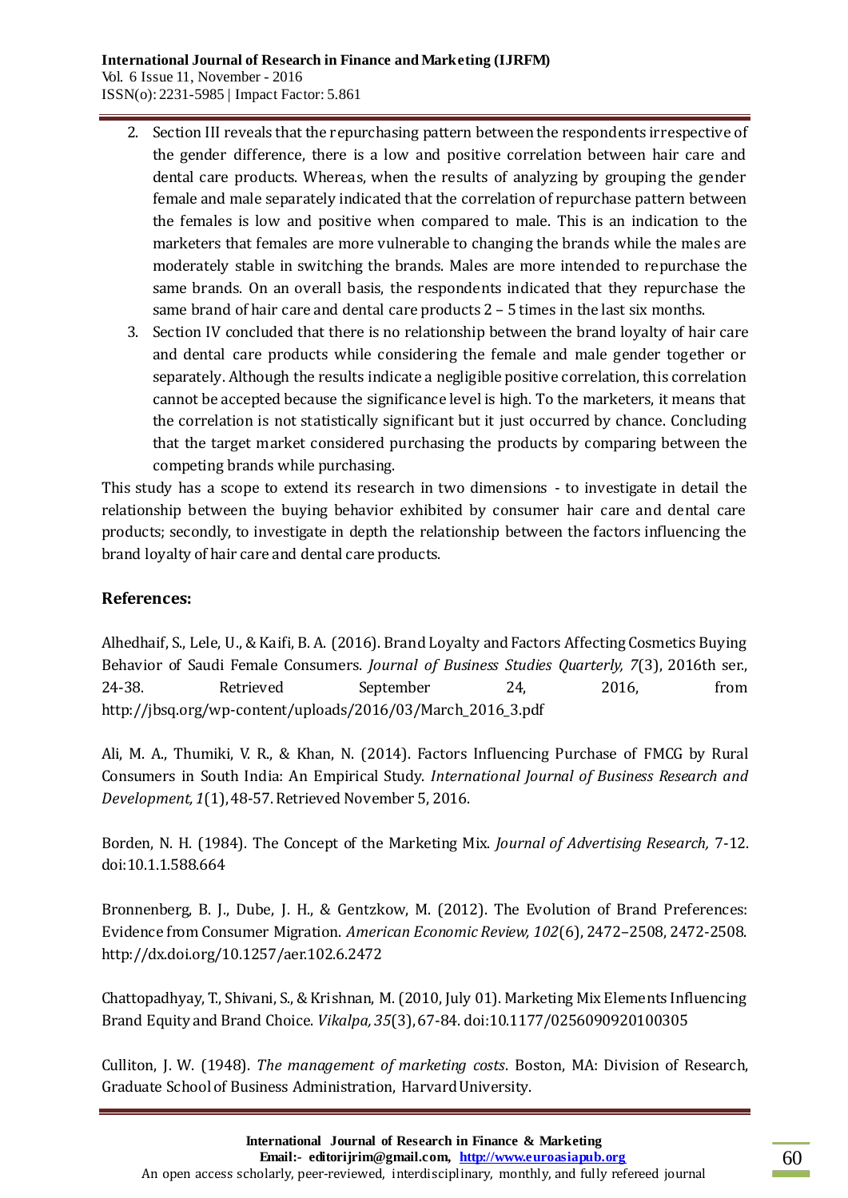2. Section III reveals that the repurchasing pattern between the respondents irrespective of the gender difference, there is a low and positive correlation between hair care and dental care products. Whereas, when the results of analyzing by grouping the gender female and male separately indicated that the correlation of repurchase pattern between the females is low and positive when compared to male. This is an indication to the marketers that females are more vulnerable to changing the brands while the males are moderately stable in switching the brands. Males are more intended to repurchase the same brands. On an overall basis, the respondents indicated that they repurchase the same brand of hair care and dental care products 2 – 5 times in the last six months.
3. Section IV concluded that there is no relationship between the brand loyalty of hair care and dental care products while considering the female and male gender together or separately. Although the results indicate a negligible positive correlation, this correlation cannot be accepted because the significance level is high. To the marketers, it means that the correlation is not statistically significant but it just occurred by chance. Concluding that the target market considered purchasing the products by comparing between the competing brands while purchasing.

This study has a scope to extend its research in two dimensions - to investigate in detail the relationship between the buying behavior exhibited by consumer hair care and dental care products; secondly, to investigate in depth the relationship between the factors influencing the brand loyalty of hair care and dental care products.

## References:

Alhedhaif, S., Lele, U., & Kaifi, B. A. (2016). Brand Loyalty and Factors Affecting Cosmetics Buying Behavior of Saudi Female Consumers. *Journal of Business Studies Quarterly, 7*(3), 2016th ser., 24-38. Retrieved September 24, 2016, from http://jbsq.org/wp-content/uploads/2016/03/March_2016_3.pdf

Ali, M. A., Thumiki, V. R., & Khan, N. (2014). Factors Influencing Purchase of FMCG by Rural Consumers in South India: An Empirical Study. *International Journal of Business Research and Development, 1*(1), 48-57. Retrieved November 5, 2016.

Borden, N. H. (1984). The Concept of the Marketing Mix. *Journal of Advertising Research,* 7-12. doi:10.1.1.588.664

Bronnenberg, B. J., Dube, J. H., & Gentzkow, M. (2012). The Evolution of Brand Preferences: Evidence from Consumer Migration. *American Economic Review, 102*(6), 2472–2508, 2472-2508. http://dx.doi.org/10.1257/aer.102.6.2472

Chattopadhyay, T., Shivani, S., & Krishnan, M. (2010, July 01). Marketing Mix Elements Influencing Brand Equity and Brand Choice. *Vikalpa, 35*(3), 67-84. doi:10.1177/0256090920100305

Culliton, J. W. (1948). *The management of marketing costs*. Boston, MA: Division of Research, Graduate School of Business Administration, Harvard University.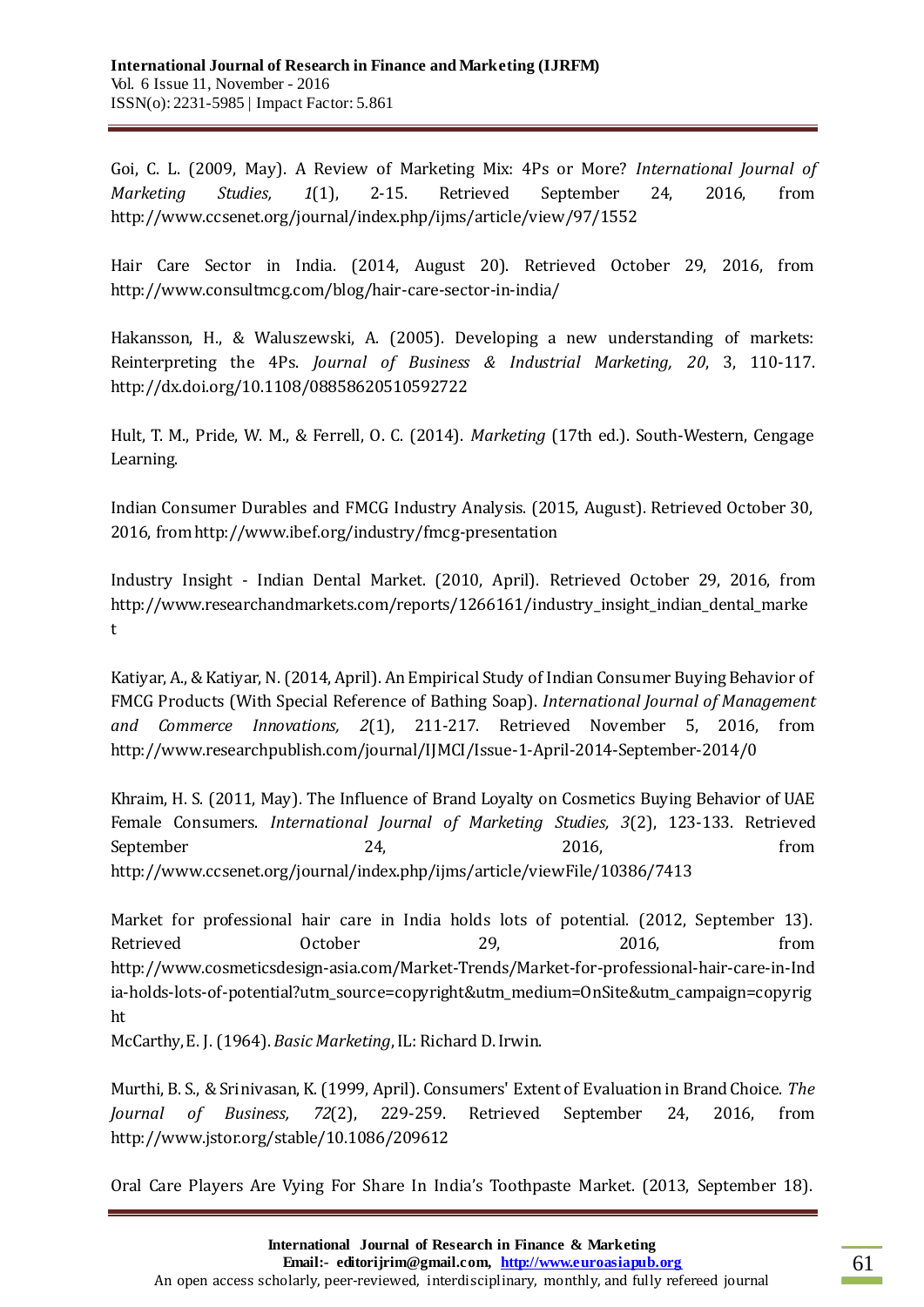Goi, C. L. (2009, May). A Review of Marketing Mix: 4Ps or More? *International Journal of Marketing Studies, 1*(1), 2-15. Retrieved September 24, 2016, from http://www.ccsenet.org/journal/index.php/ijms/article/view/97/1552

Hair Care Sector in India. (2014, August 20). Retrieved October 29, 2016, from http://www.consultmcg.com/blog/hair-care-sector-in-india/

Hakansson, H., & Waluszewski, A. (2005). Developing a new understanding of markets: Reinterpreting the 4Ps. *Journal of Business & Industrial Marketing, 20*, 3, 110-117. http://dx.doi.org/10.1108/08858620510592722

Hult, T. M., Pride, W. M., & Ferrell, O. C. (2014). *Marketing* (17th ed.). South-Western, Cengage Learning.

Indian Consumer Durables and FMCG Industry Analysis. (2015, August). Retrieved October 30, 2016, from http://www.ibef.org/industry/fmcg-presentation

Industry Insight - Indian Dental Market. (2010, April). Retrieved October 29, 2016, from http://www.researchandmarkets.com/reports/1266161/industry_insight_indian_dental_market

Katiyar, A., & Katiyar, N. (2014, April). An Empirical Study of Indian Consumer Buying Behavior of FMCG Products (With Special Reference of Bathing Soap). *International Journal of Management and Commerce Innovations, 2*(1), 211-217. Retrieved November 5, 2016, from http://www.researchpublish.com/journal/IJMCI/Issue-1-April-2014-September-2014/0

Khraim, H. S. (2011, May). The Influence of Brand Loyalty on Cosmetics Buying Behavior of UAE Female Consumers. *International Journal of Marketing Studies, 3*(2), 123-133. Retrieved September 24, 2016, from http://www.ccsenet.org/journal/index.php/ijms/article/viewFile/10386/7413

Market for professional hair care in India holds lots of potential. (2012, September 13). Retrieved October 29, 2016, from http://www.cosmeticsdesign-asia.com/Market-Trends/Market-for-professional-hair-care-in-India-holds-lots-of-potential?utm_source=copyright&utm_medium=OnSite&utm_campaign=copyright

McCarthy, E. J. (1964). *Basic Marketing*, IL: Richard D. Irwin.

Murthi, B. S., & Srinivasan, K. (1999, April). Consumers' Extent of Evaluation in Brand Choice. *The Journal of Business, 72*(2), 229-259. Retrieved September 24, 2016, from http://www.jstor.org/stable/10.1086/209612

Oral Care Players Are Vying For Share In India's Toothpaste Market. (2013, September 18).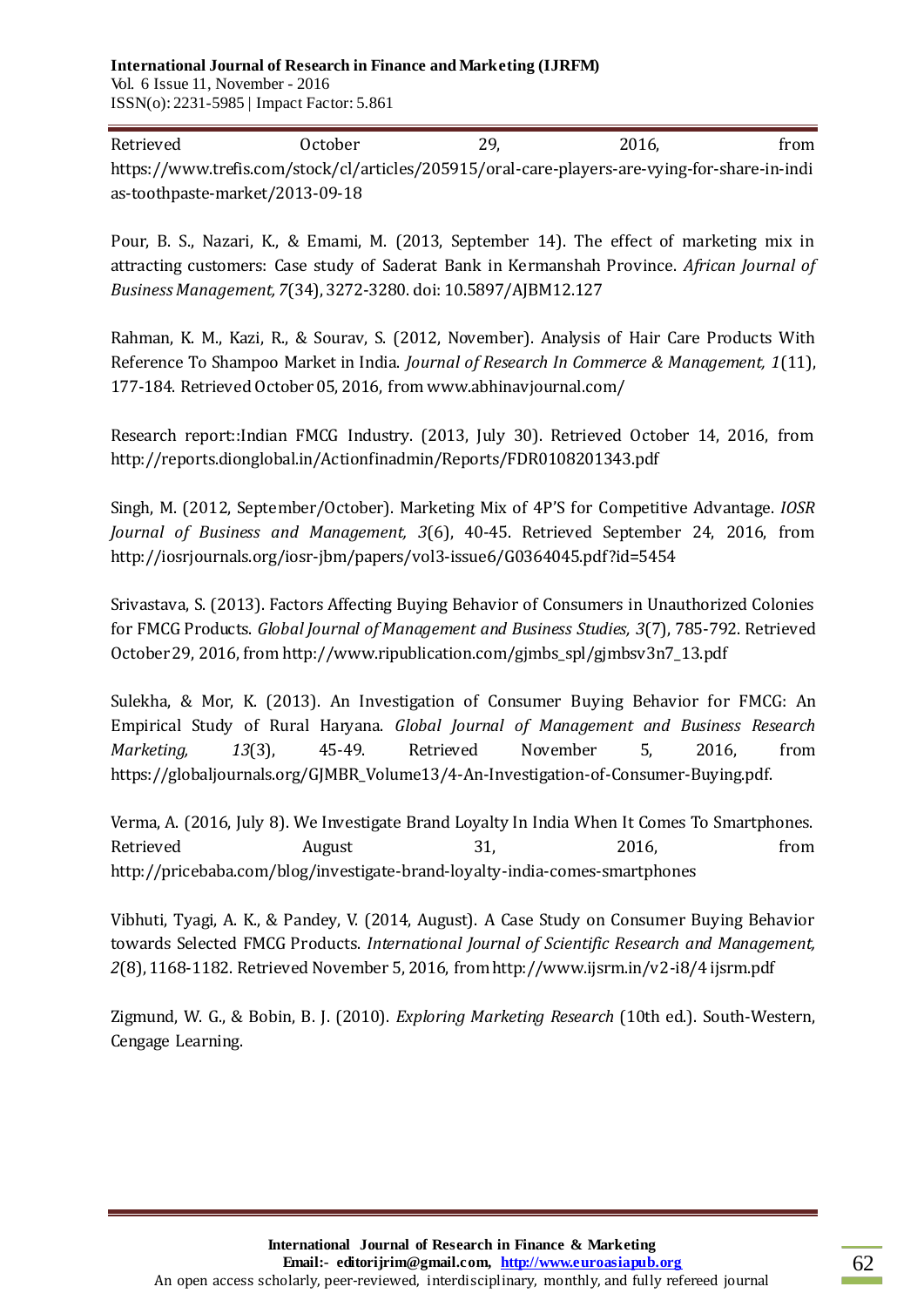Retrieved October 29, 2016, from https://www.trefis.com/stock/cl/articles/205915/oral-care-players-are-vying-for-share-in-indias-toothpaste-market/2013-09-18

Pour, B. S., Nazari, K., & Emami, M. (2013, September 14). The effect of marketing mix in attracting customers: Case study of Saderat Bank in Kermanshah Province. *African Journal of Business Management, 7*(34), 3272-3280. doi: 10.5897/AJBM12.127

Rahman, K. M., Kazi, R., & Sourav, S. (2012, November). Analysis of Hair Care Products With Reference To Shampoo Market in India. *Journal of Research In Commerce & Management, 1*(11), 177-184. Retrieved October 05, 2016, from www.abhinavjournal.com/

Research report::Indian FMCG Industry. (2013, July 30). Retrieved October 14, 2016, from http://reports.dionglobal.in/Actionfinadmin/Reports/FDR0108201343.pdf

Singh, M. (2012, September/October). Marketing Mix of 4P'S for Competitive Advantage. *IOSR Journal of Business and Management, 3*(6), 40-45. Retrieved September 24, 2016, from http://iosrjournals.org/iosr-jbm/papers/vol3-issue6/G0364045.pdf?id=5454

Srivastava, S. (2013). Factors Affecting Buying Behavior of Consumers in Unauthorized Colonies for FMCG Products. *Global Journal of Management and Business Studies, 3*(7), 785-792. Retrieved October 29, 2016, from http://www.ripublication.com/gjmbs_spl/gjmbsv3n7_13.pdf

Sulekha, & Mor, K. (2013). An Investigation of Consumer Buying Behavior for FMCG: An Empirical Study of Rural Haryana. *Global Journal of Management and Business Research Marketing, 13*(3), 45-49. Retrieved November 5, 2016, from https://globaljournals.org/GJMBR_Volume13/4-An-Investigation-of-Consumer-Buying.pdf.

Verma, A. (2016, July 8). We Investigate Brand Loyalty In India When It Comes To Smartphones. Retrieved August 31, 2016, from http://pricebaba.com/blog/investigate-brand-loyalty-india-comes-smartphones

Vibhuti, Tyagi, A. K., & Pandey, V. (2014, August). A Case Study on Consumer Buying Behavior towards Selected FMCG Products. *International Journal of Scientific Research and Management, 2*(8), 1168-1182. Retrieved November 5, 2016, from http://www.ijsrm.in/v2-i8/4 ijsrm.pdf

Zigmund, W. G., & Bobin, B. J. (2010). *Exploring Marketing Research* (10th ed.). South-Western, Cengage Learning.